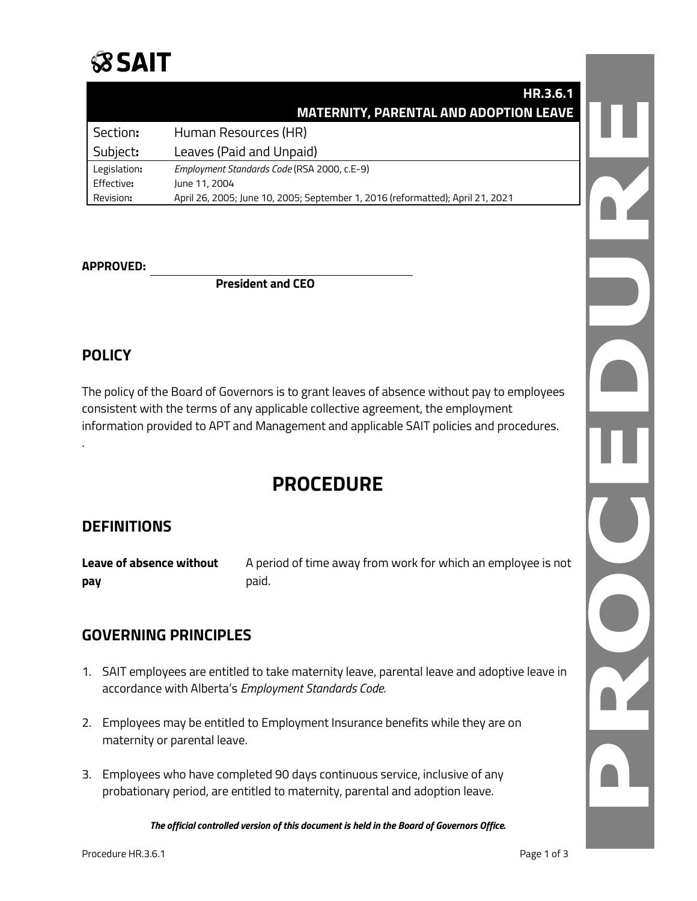# SAIT

**HR.3.6.1**
**MATERNITY, PARENTAL AND ADOPTION LEAVE**

| | |
|---|---|
| Section: | Human Resources (HR) |
| Subject: | Leaves (Paid and Unpaid) |
| Legislation: | *Employment Standards Code* (RSA 2000, c.E-9) |
| Effective: | June 11, 2004 |
| Revision: | April 26, 2005; June 10, 2005; September 1, 2016 (reformatted); April 21, 2021 |

**APPROVED:** ______________________________
**President and CEO**

## POLICY

The policy of the Board of Governors is to grant leaves of absence without pay to employees consistent with the terms of any applicable collective agreement, the employment information provided to APT and Management and applicable SAIT policies and procedures.

.

# PROCEDURE

## DEFINITIONS

| | |
|---|---|
| **Leave of absence without pay** | A period of time away from work for which an employee is not paid. |

## GOVERNING PRINCIPLES

1. SAIT employees are entitled to take maternity leave, parental leave and adoptive leave in accordance with Alberta's *Employment Standards Code*.
2. Employees may be entitled to Employment Insurance benefits while they are on maternity or parental leave.
3. Employees who have completed 90 days continuous service, inclusive of any probationary period, are entitled to maternity, parental and adoption leave.

***The official controlled version of this document is held in the Board of Governors Office.***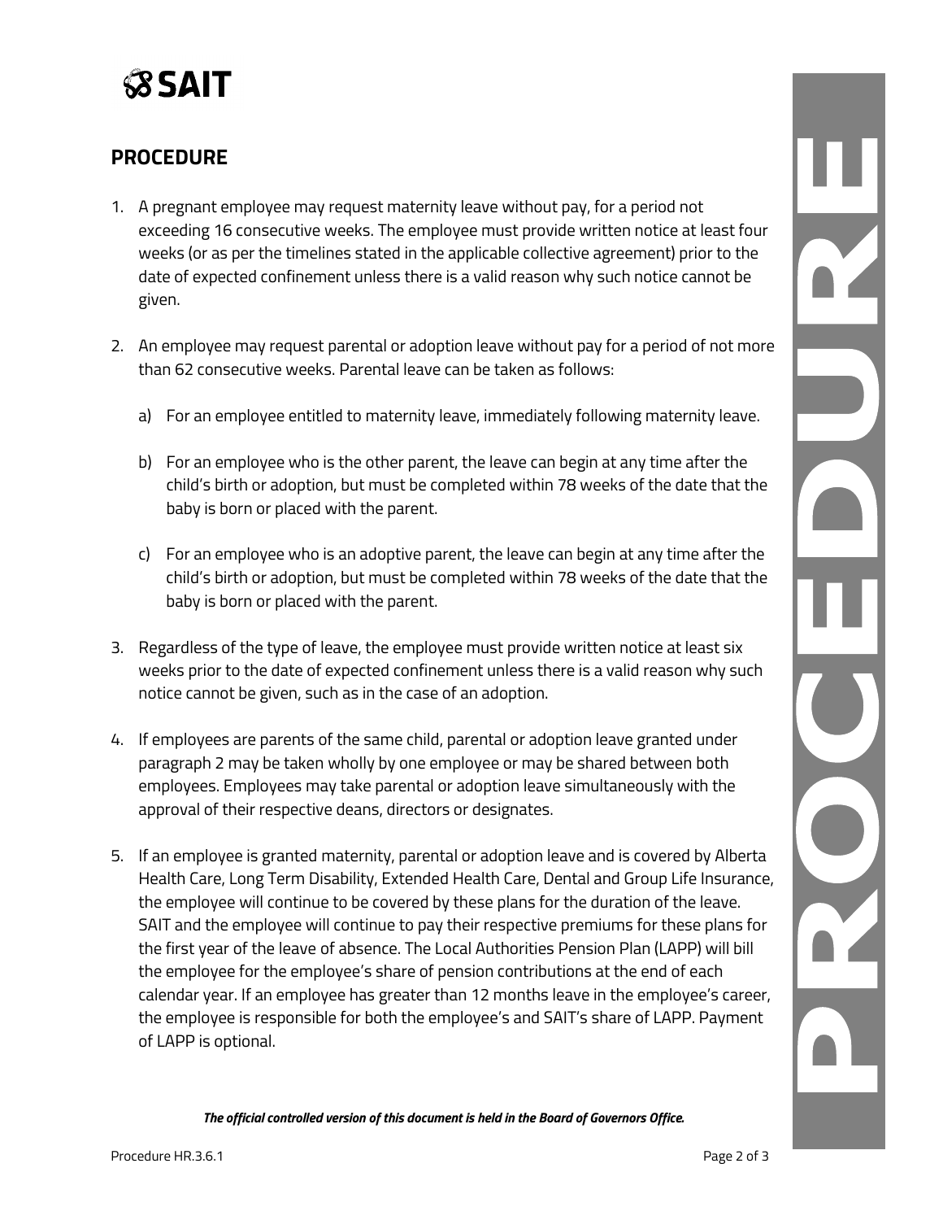## PROCEDURE

1. A pregnant employee may request maternity leave without pay, for a period not exceeding 16 consecutive weeks. The employee must provide written notice at least four weeks (or as per the timelines stated in the applicable collective agreement) prior to the date of expected confinement unless there is a valid reason why such notice cannot be given.

2. An employee may request parental or adoption leave without pay for a period of not more than 62 consecutive weeks. Parental leave can be taken as follows:

   a) For an employee entitled to maternity leave, immediately following maternity leave.

   b) For an employee who is the other parent, the leave can begin at any time after the child's birth or adoption, but must be completed within 78 weeks of the date that the baby is born or placed with the parent.

   c) For an employee who is an adoptive parent, the leave can begin at any time after the child's birth or adoption, but must be completed within 78 weeks of the date that the baby is born or placed with the parent.

3. Regardless of the type of leave, the employee must provide written notice at least six weeks prior to the date of expected confinement unless there is a valid reason why such notice cannot be given, such as in the case of an adoption.

4. If employees are parents of the same child, parental or adoption leave granted under paragraph 2 may be taken wholly by one employee or may be shared between both employees. Employees may take parental or adoption leave simultaneously with the approval of their respective deans, directors or designates.

5. If an employee is granted maternity, parental or adoption leave and is covered by Alberta Health Care, Long Term Disability, Extended Health Care, Dental and Group Life Insurance, the employee will continue to be covered by these plans for the duration of the leave. SAIT and the employee will continue to pay their respective premiums for these plans for the first year of the leave of absence. The Local Authorities Pension Plan (LAPP) will bill the employee for the employee's share of pension contributions at the end of each calendar year. If an employee has greater than 12 months leave in the employee's career, the employee is responsible for both the employee's and SAIT's share of LAPP. Payment of LAPP is optional.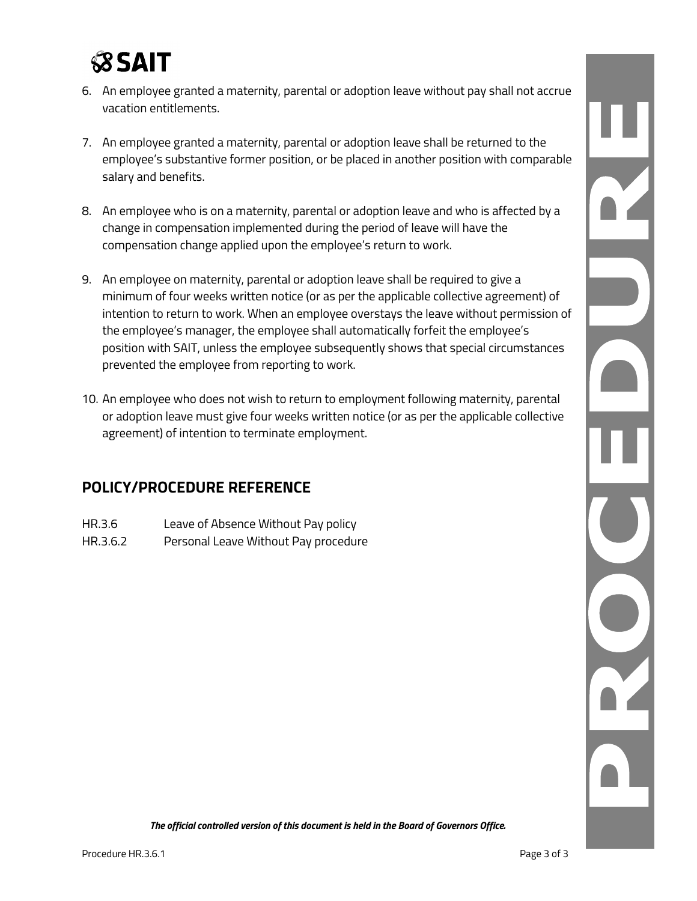6. An employee granted a maternity, parental or adoption leave without pay shall not accrue vacation entitlements.

7. An employee granted a maternity, parental or adoption leave shall be returned to the employee's substantive former position, or be placed in another position with comparable salary and benefits.

8. An employee who is on a maternity, parental or adoption leave and who is affected by a change in compensation implemented during the period of leave will have the compensation change applied upon the employee's return to work.

9. An employee on maternity, parental or adoption leave shall be required to give a minimum of four weeks written notice (or as per the applicable collective agreement) of intention to return to work. When an employee overstays the leave without permission of the employee's manager, the employee shall automatically forfeit the employee's position with SAIT, unless the employee subsequently shows that special circumstances prevented the employee from reporting to work.

10. An employee who does not wish to return to employment following maternity, parental or adoption leave must give four weeks written notice (or as per the applicable collective agreement) of intention to terminate employment.

## POLICY/PROCEDURE REFERENCE

| | |
|---|---|
| HR.3.6 | Leave of Absence Without Pay policy |
| HR.3.6.2 | Personal Leave Without Pay procedure |

***The official controlled version of this document is held in the Board of Governors Office.***